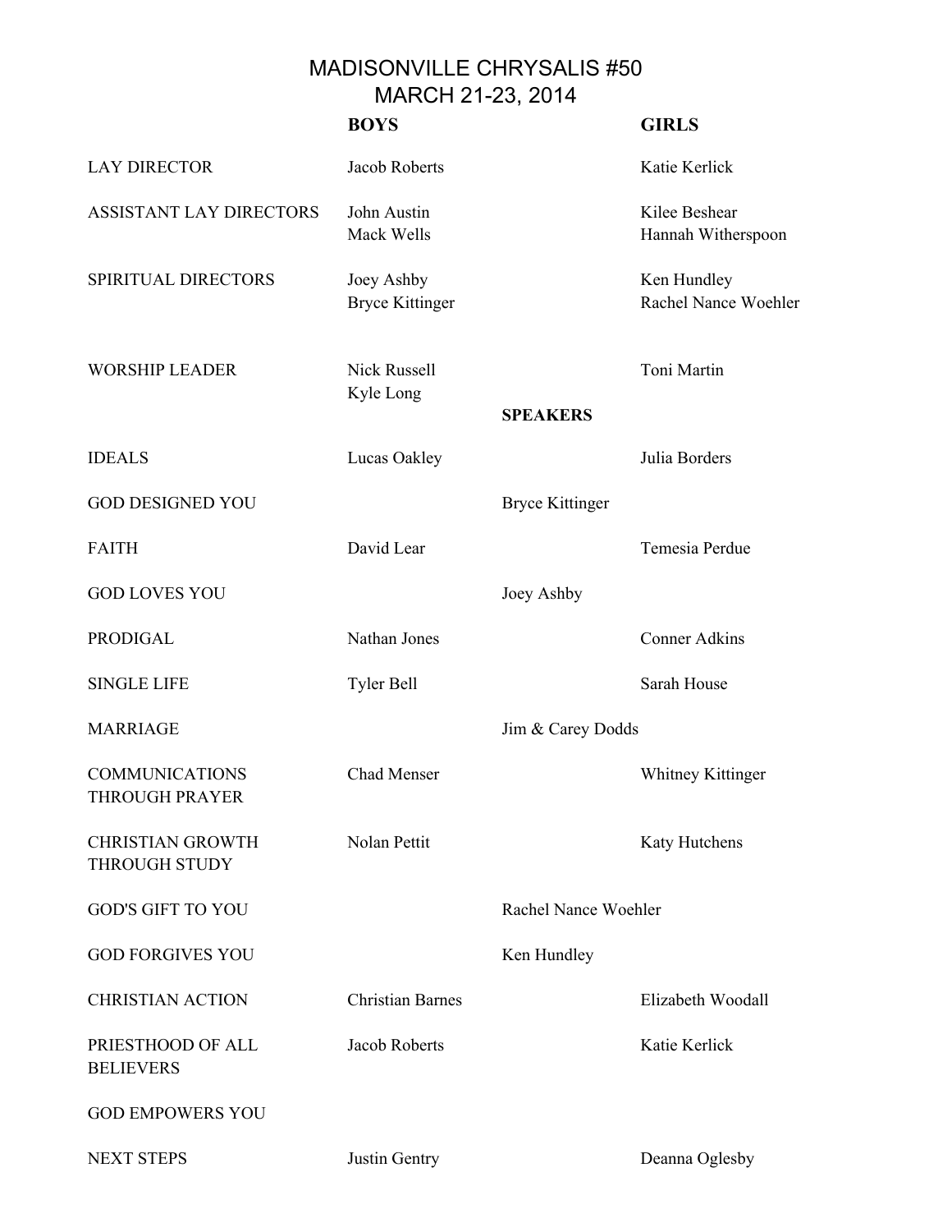# MADISONVILLE CHRYSALIS #50

## MARCH 21-23, 2014

| | BOYS | | GIRLS |
|---|---|---|---|
| LAY DIRECTOR | Jacob Roberts | | Katie Kerlick |
| ASSISTANT LAY DIRECTORS | John Austin<br>Mack Wells | | Kilee Beshear<br>Hannah Witherspoon |
| SPIRITUAL DIRECTORS | Joey Ashby<br>Bryce Kittinger | | Ken Hundley<br>Rachel Nance Woehler |
| WORSHIP LEADER | Nick Russell<br>Kyle Long | | Toni Martin |
| | | **SPEAKERS** | |
| IDEALS | Lucas Oakley | | Julia Borders |
| GOD DESIGNED YOU | | Bryce Kittinger | |
| FAITH | David Lear | | Temesia Perdue |
| GOD LOVES YOU | | Joey Ashby | |
| PRODIGAL | Nathan Jones | | Conner Adkins |
| SINGLE LIFE | Tyler Bell | | Sarah House |
| MARRIAGE | | Jim & Carey Dodds | |
| COMMUNICATIONS THROUGH PRAYER | Chad Menser | | Whitney Kittinger |
| CHRISTIAN GROWTH THROUGH STUDY | Nolan Pettit | | Katy Hutchens |
| GOD'S GIFT TO YOU | | Rachel Nance Woehler | |
| GOD FORGIVES YOU | | Ken Hundley | |
| CHRISTIAN ACTION | Christian Barnes | | Elizabeth Woodall |
| PRIESTHOOD OF ALL BELIEVERS | Jacob Roberts | | Katie Kerlick |
| GOD EMPOWERS YOU | | | |
| NEXT STEPS | Justin Gentry | | Deanna Oglesby |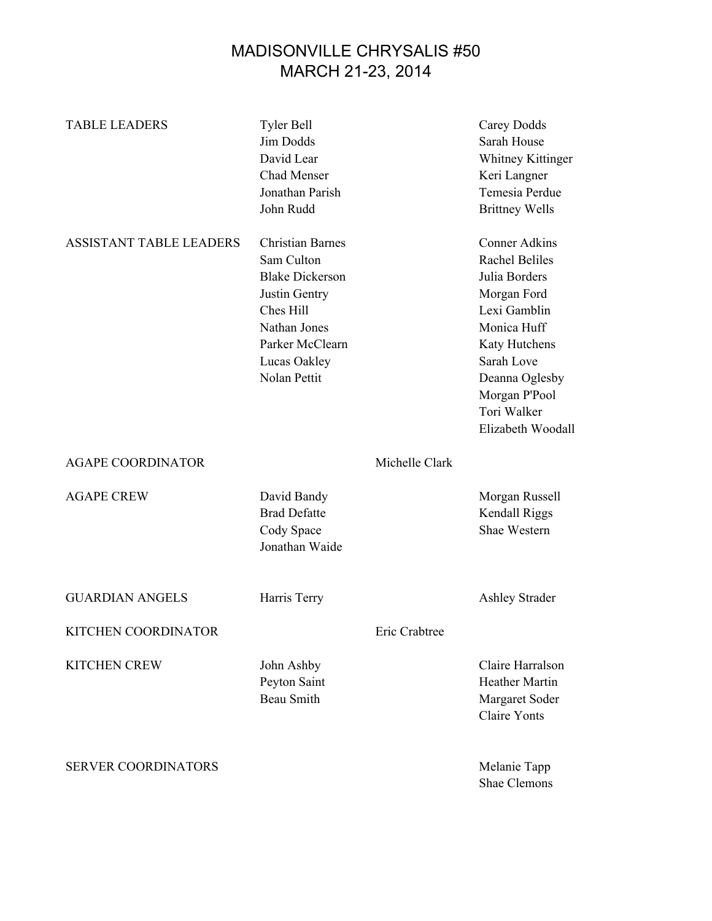# MADISONVILLE CHRYSALIS #50
## MARCH 21-23, 2014

| | | | |
|---|---|---|---|
| TABLE LEADERS | Tyler Bell<br>Jim Dodds<br>David Lear<br>Chad Menser<br>Jonathan Parish<br>John Rudd | | Carey Dodds<br>Sarah House<br>Whitney Kittinger<br>Keri Langner<br>Temesia Perdue<br>Brittney Wells |
| ASSISTANT TABLE LEADERS | Christian Barnes<br>Sam Culton<br>Blake Dickerson<br>Justin Gentry<br>Ches Hill<br>Nathan Jones<br>Parker McClearn<br>Lucas Oakley<br>Nolan Pettit | | Conner Adkins<br>Rachel Beliles<br>Julia Borders<br>Morgan Ford<br>Lexi Gamblin<br>Monica Huff<br>Katy Hutchens<br>Sarah Love<br>Deanna Oglesby<br>Morgan P'Pool<br>Tori Walker<br>Elizabeth Woodall |
| AGAPE COORDINATOR | | Michelle Clark | |
| AGAPE CREW | David Bandy<br>Brad Defatte<br>Cody Space<br>Jonathan Waide | | Morgan Russell<br>Kendall Riggs<br>Shae Western |
| GUARDIAN ANGELS | Harris Terry | | Ashley Strader |
| KITCHEN COORDINATOR | | Eric Crabtree | |
| KITCHEN CREW | John Ashby<br>Peyton Saint<br>Beau Smith | | Claire Harralson<br>Heather Martin<br>Margaret Soder<br>Claire Yonts |
| SERVER COORDINATORS | | | Melanie Tapp<br>Shae Clemons |